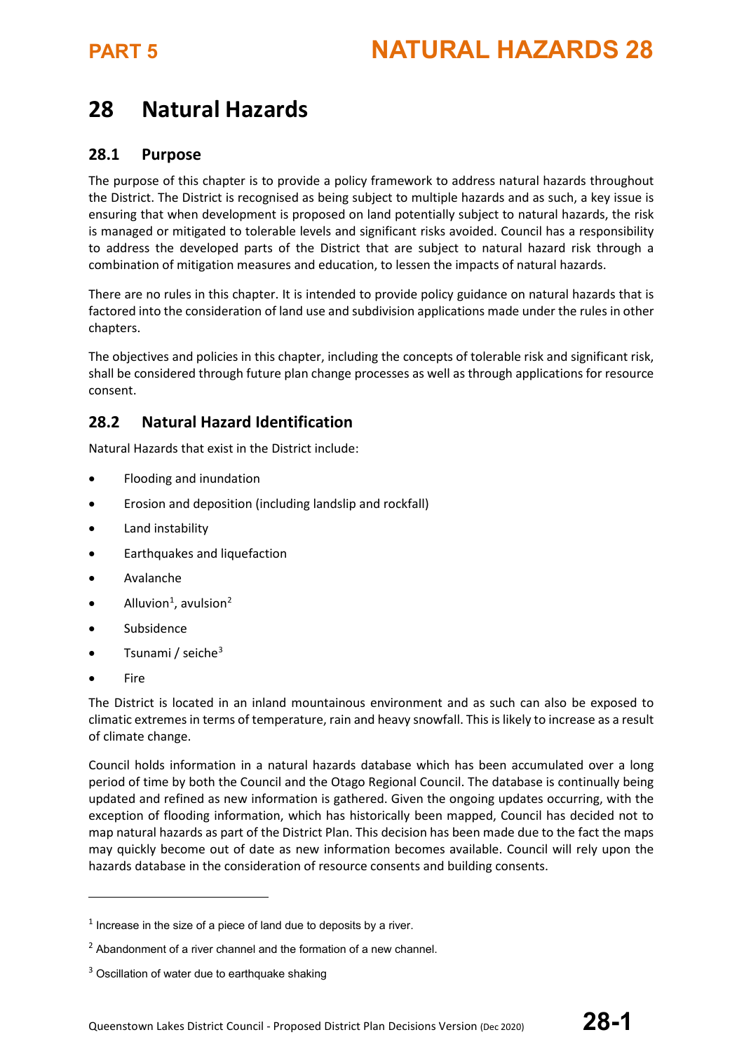# 28 Natural Hazards

## 28.1 Purpose

The purpose of this chapter is to provide a policy framework to address natural hazards throughout the District. The District is recognised as being subject to multiple hazards and as such, a key issue is ensuring that when development is proposed on land potentially subject to natural hazards, the risk is managed or mitigated to tolerable levels and significant risks avoided. Council has a responsibility to address the developed parts of the District that are subject to natural hazard risk through a combination of mitigation measures and education, to lessen the impacts of natural hazards.

There are no rules in this chapter. It is intended to provide policy guidance on natural hazards that is factored into the consideration of land use and subdivision applications made under the rules in other chapters.

The objectives and policies in this chapter, including the concepts of tolerable risk and significant risk, shall be considered through future plan change processes as well as through applications for resource consent.

## 28.2 Natural Hazard Identification

Natural Hazards that exist in the District include:

- Flooding and inundation
- Erosion and deposition (including landslip and rockfall)
- Land instability
- Earthquakes and liquefaction
- Avalanche
- Alluvion[1], avulsion[2]
- Subsidence
- Tsunami / seiche[3]
- Fire

The District is located in an inland mountainous environment and as such can also be exposed to climatic extremes in terms of temperature, rain and heavy snowfall. This is likely to increase as a result of climate change.

Council holds information in a natural hazards database which has been accumulated over a long period of time by both the Council and the Otago Regional Council. The database is continually being updated and refined as new information is gathered. Given the ongoing updates occurring, with the exception of flooding information, which has historically been mapped, Council has decided not to map natural hazards as part of the District Plan. This decision has been made due to the fact the maps may quickly become out of date as new information becomes available. Council will rely upon the hazards database in the consideration of resource consents and building consents.

---

[1] Increase in the size of a piece of land due to deposits by a river.

[2] Abandonment of a river channel and the formation of a new channel.

[3] Oscillation of water due to earthquake shaking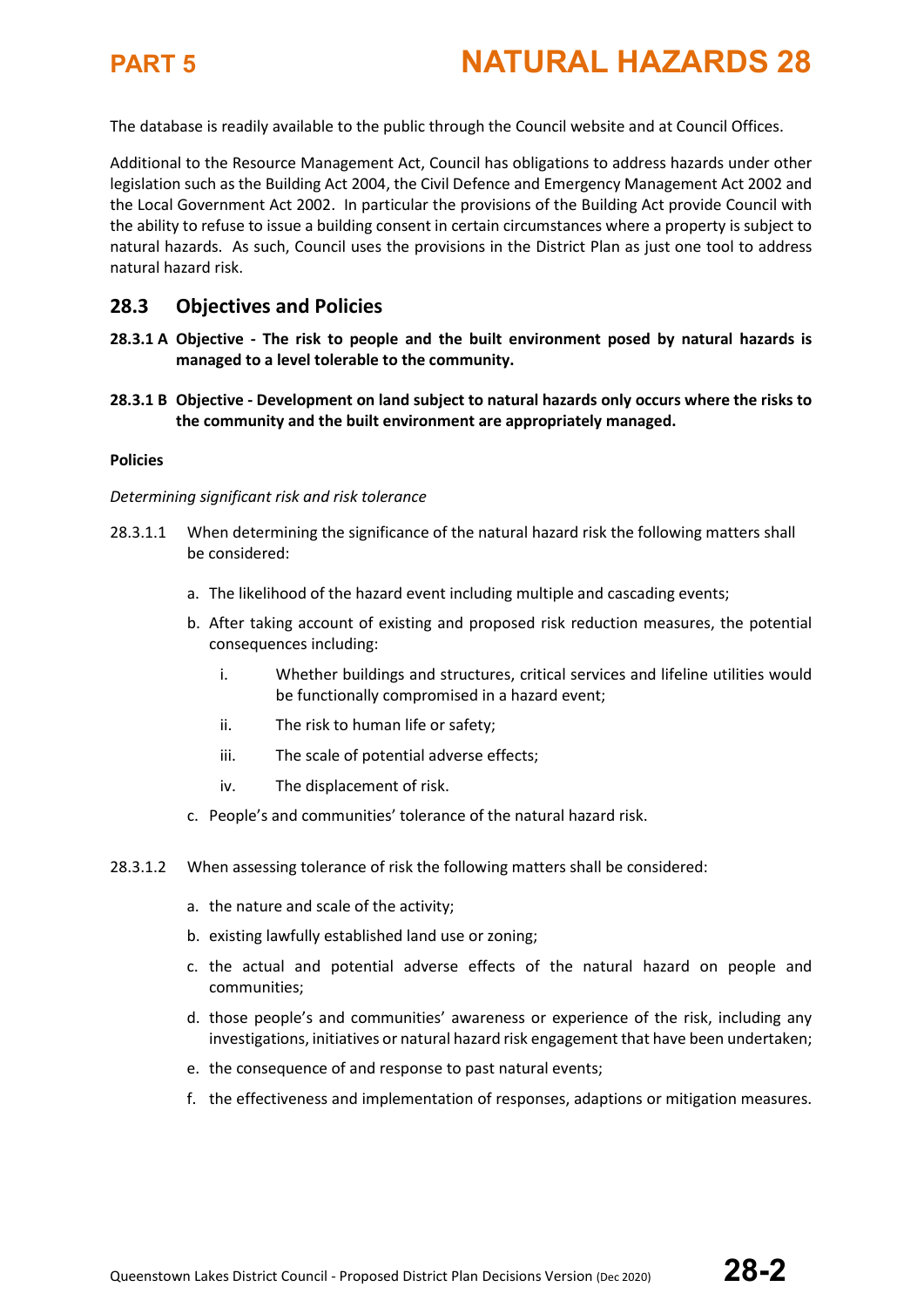The database is readily available to the public through the Council website and at Council Offices.

Additional to the Resource Management Act, Council has obligations to address hazards under other legislation such as the Building Act 2004, the Civil Defence and Emergency Management Act 2002 and the Local Government Act 2002. In particular the provisions of the Building Act provide Council with the ability to refuse to issue a building consent in certain circumstances where a property is subject to natural hazards. As such, Council uses the provisions in the District Plan as just one tool to address natural hazard risk.

## 28.3 Objectives and Policies

**28.3.1 A Objective - The risk to people and the built environment posed by natural hazards is managed to a level tolerable to the community.**

**28.3.1 B Objective - Development on land subject to natural hazards only occurs where the risks to the community and the built environment are appropriately managed.**

**Policies**

*Determining significant risk and risk tolerance*

28.3.1.1 When determining the significance of the natural hazard risk the following matters shall be considered:

a. The likelihood of the hazard event including multiple and cascading events;

b. After taking account of existing and proposed risk reduction measures, the potential consequences including:

   i. Whether buildings and structures, critical services and lifeline utilities would be functionally compromised in a hazard event;

   ii. The risk to human life or safety;

   iii. The scale of potential adverse effects;

   iv. The displacement of risk.

c. People's and communities' tolerance of the natural hazard risk.

28.3.1.2 When assessing tolerance of risk the following matters shall be considered:

a. the nature and scale of the activity;

b. existing lawfully established land use or zoning;

c. the actual and potential adverse effects of the natural hazard on people and communities;

d. those people's and communities' awareness or experience of the risk, including any investigations, initiatives or natural hazard risk engagement that have been undertaken;

e. the consequence of and response to past natural events;

f. the effectiveness and implementation of responses, adaptions or mitigation measures.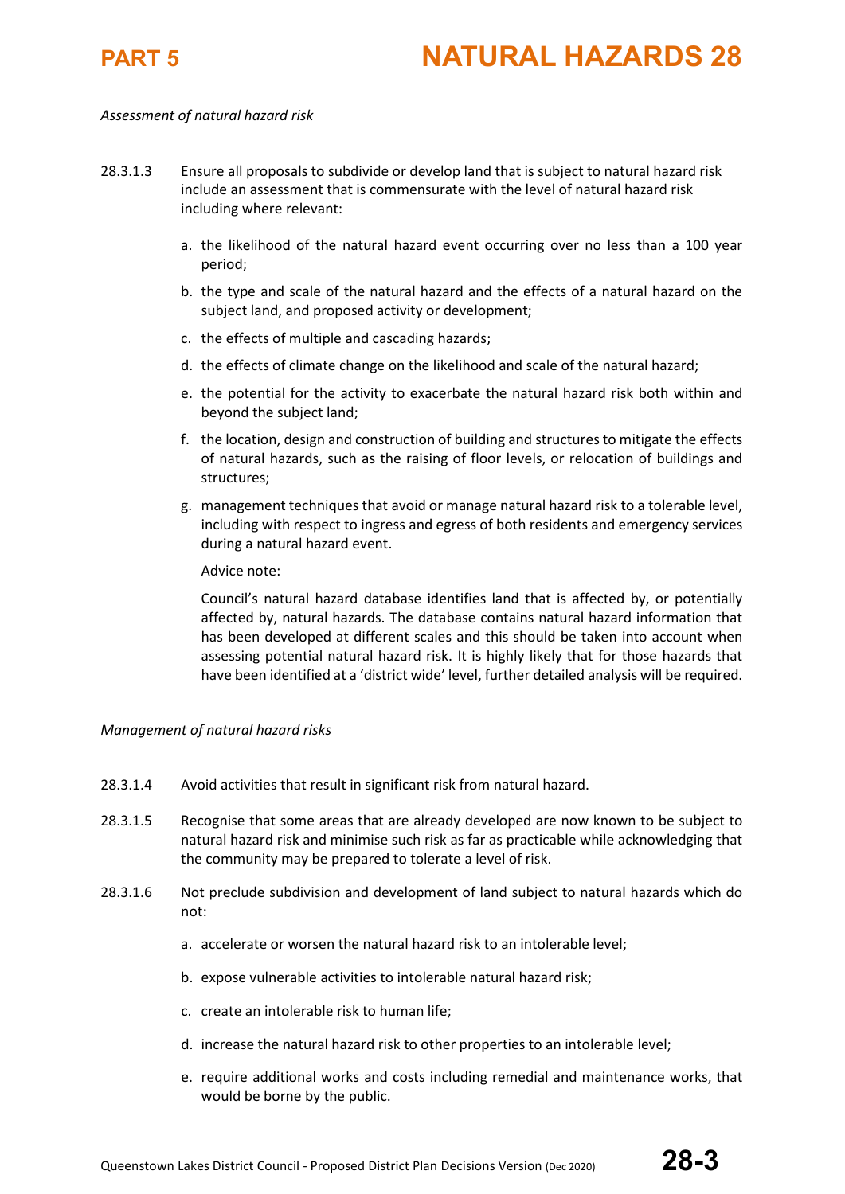*Assessment of natural hazard risk*

28.3.1.3 Ensure all proposals to subdivide or develop land that is subject to natural hazard risk include an assessment that is commensurate with the level of natural hazard risk including where relevant:

a. the likelihood of the natural hazard event occurring over no less than a 100 year period;

b. the type and scale of the natural hazard and the effects of a natural hazard on the subject land, and proposed activity or development;

c. the effects of multiple and cascading hazards;

d. the effects of climate change on the likelihood and scale of the natural hazard;

e. the potential for the activity to exacerbate the natural hazard risk both within and beyond the subject land;

f. the location, design and construction of building and structures to mitigate the effects of natural hazards, such as the raising of floor levels, or relocation of buildings and structures;

g. management techniques that avoid or manage natural hazard risk to a tolerable level, including with respect to ingress and egress of both residents and emergency services during a natural hazard event.

Advice note:

Council's natural hazard database identifies land that is affected by, or potentially affected by, natural hazards. The database contains natural hazard information that has been developed at different scales and this should be taken into account when assessing potential natural hazard risk. It is highly likely that for those hazards that have been identified at a 'district wide' level, further detailed analysis will be required.

*Management of natural hazard risks*

28.3.1.4 Avoid activities that result in significant risk from natural hazard.

28.3.1.5 Recognise that some areas that are already developed are now known to be subject to natural hazard risk and minimise such risk as far as practicable while acknowledging that the community may be prepared to tolerate a level of risk.

28.3.1.6 Not preclude subdivision and development of land subject to natural hazards which do not:

a. accelerate or worsen the natural hazard risk to an intolerable level;

b. expose vulnerable activities to intolerable natural hazard risk;

c. create an intolerable risk to human life;

d. increase the natural hazard risk to other properties to an intolerable level;

e. require additional works and costs including remedial and maintenance works, that would be borne by the public.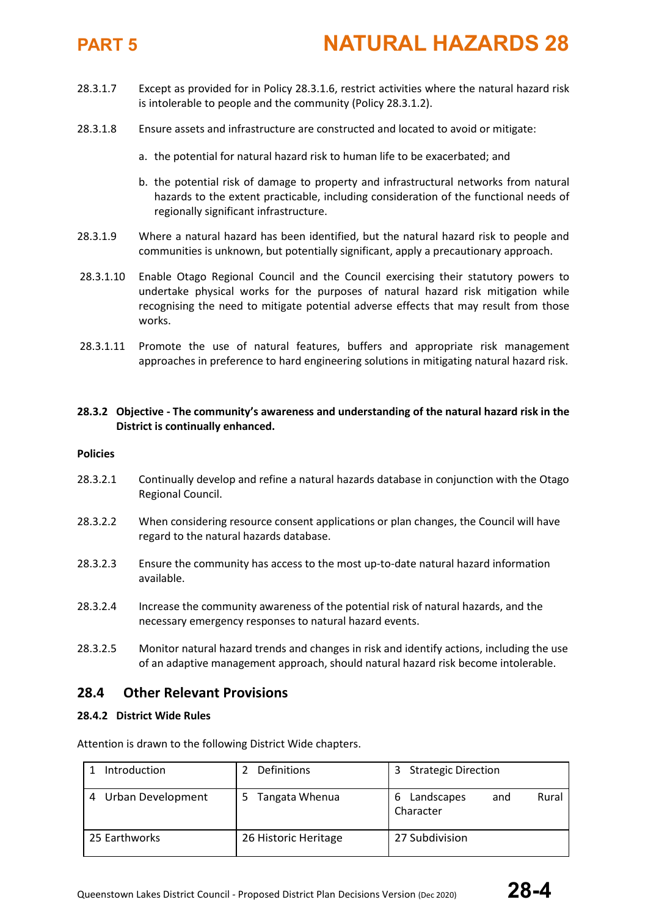28.3.1.7 Except as provided for in Policy 28.3.1.6, restrict activities where the natural hazard risk is intolerable to people and the community (Policy 28.3.1.2).

28.3.1.8 Ensure assets and infrastructure are constructed and located to avoid or mitigate:

a. the potential for natural hazard risk to human life to be exacerbated; and

b. the potential risk of damage to property and infrastructural networks from natural hazards to the extent practicable, including consideration of the functional needs of regionally significant infrastructure.

28.3.1.9 Where a natural hazard has been identified, but the natural hazard risk to people and communities is unknown, but potentially significant, apply a precautionary approach.

28.3.1.10 Enable Otago Regional Council and the Council exercising their statutory powers to undertake physical works for the purposes of natural hazard risk mitigation while recognising the need to mitigate potential adverse effects that may result from those works.

28.3.1.11 Promote the use of natural features, buffers and appropriate risk management approaches in preference to hard engineering solutions in mitigating natural hazard risk.

**28.3.2 Objective - The community's awareness and understanding of the natural hazard risk in the District is continually enhanced.**

**Policies**

28.3.2.1 Continually develop and refine a natural hazards database in conjunction with the Otago Regional Council.

28.3.2.2 When considering resource consent applications or plan changes, the Council will have regard to the natural hazards database.

28.3.2.3 Ensure the community has access to the most up-to-date natural hazard information available.

28.3.2.4 Increase the community awareness of the potential risk of natural hazards, and the necessary emergency responses to natural hazard events.

28.3.2.5 Monitor natural hazard trends and changes in risk and identify actions, including the use of an adaptive management approach, should natural hazard risk become intolerable.

## 28.4 Other Relevant Provisions

### 28.4.2 District Wide Rules

Attention is drawn to the following District Wide chapters.

| | | |
|---|---|---|
| 1 Introduction | 2 Definitions | 3 Strategic Direction |
| 4 Urban Development | 5 Tangata Whenua | 6 Landscapes and Rural Character |
| 25 Earthworks | 26 Historic Heritage | 27 Subdivision |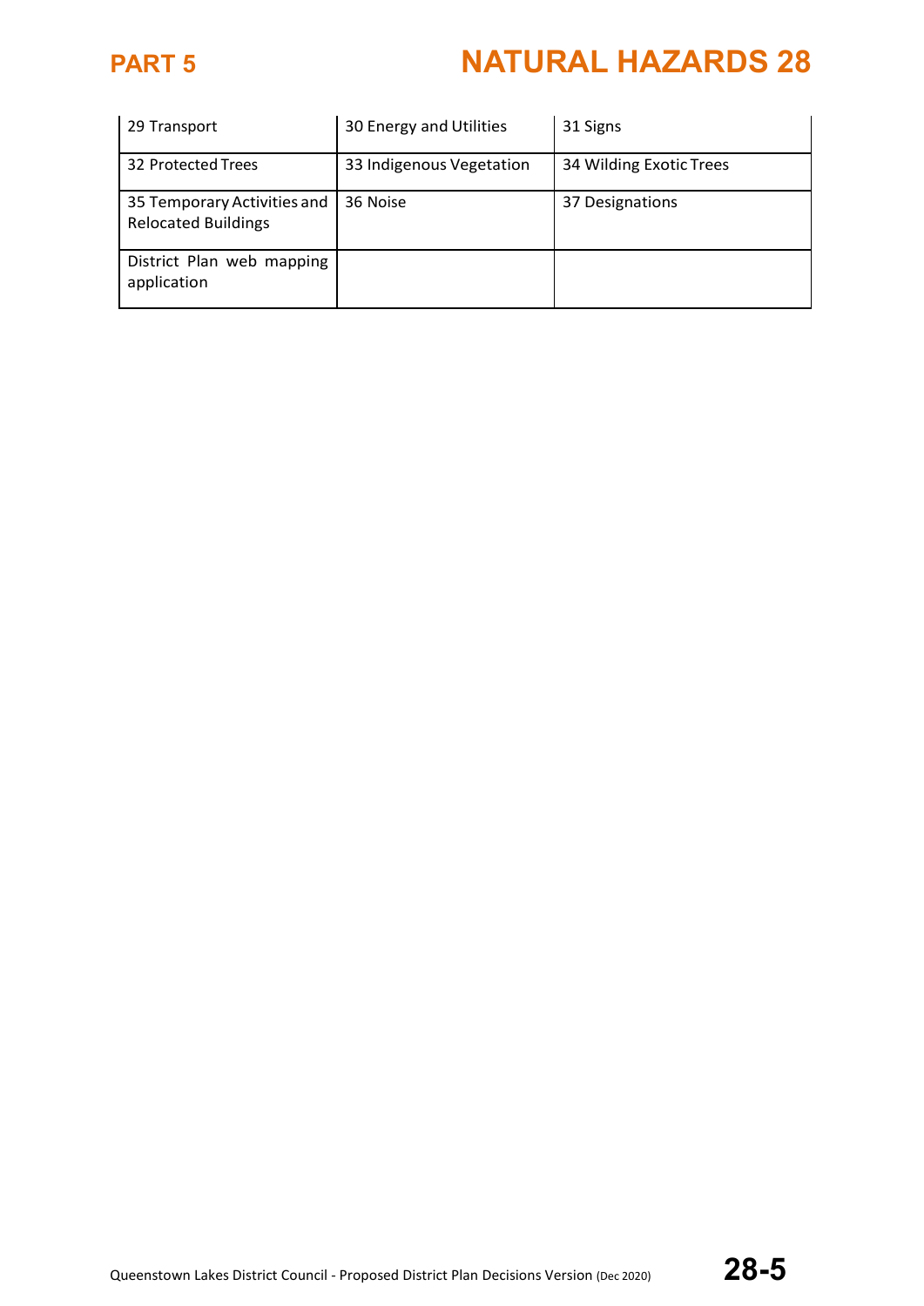| | | |
|---|---|---|
| 29 Transport | 30 Energy and Utilities | 31 Signs |
| 32 Protected Trees | 33 Indigenous Vegetation | 34 Wilding Exotic Trees |
| 35 Temporary Activities and Relocated Buildings | 36 Noise | 37 Designations |
| District Plan web mapping application | | |